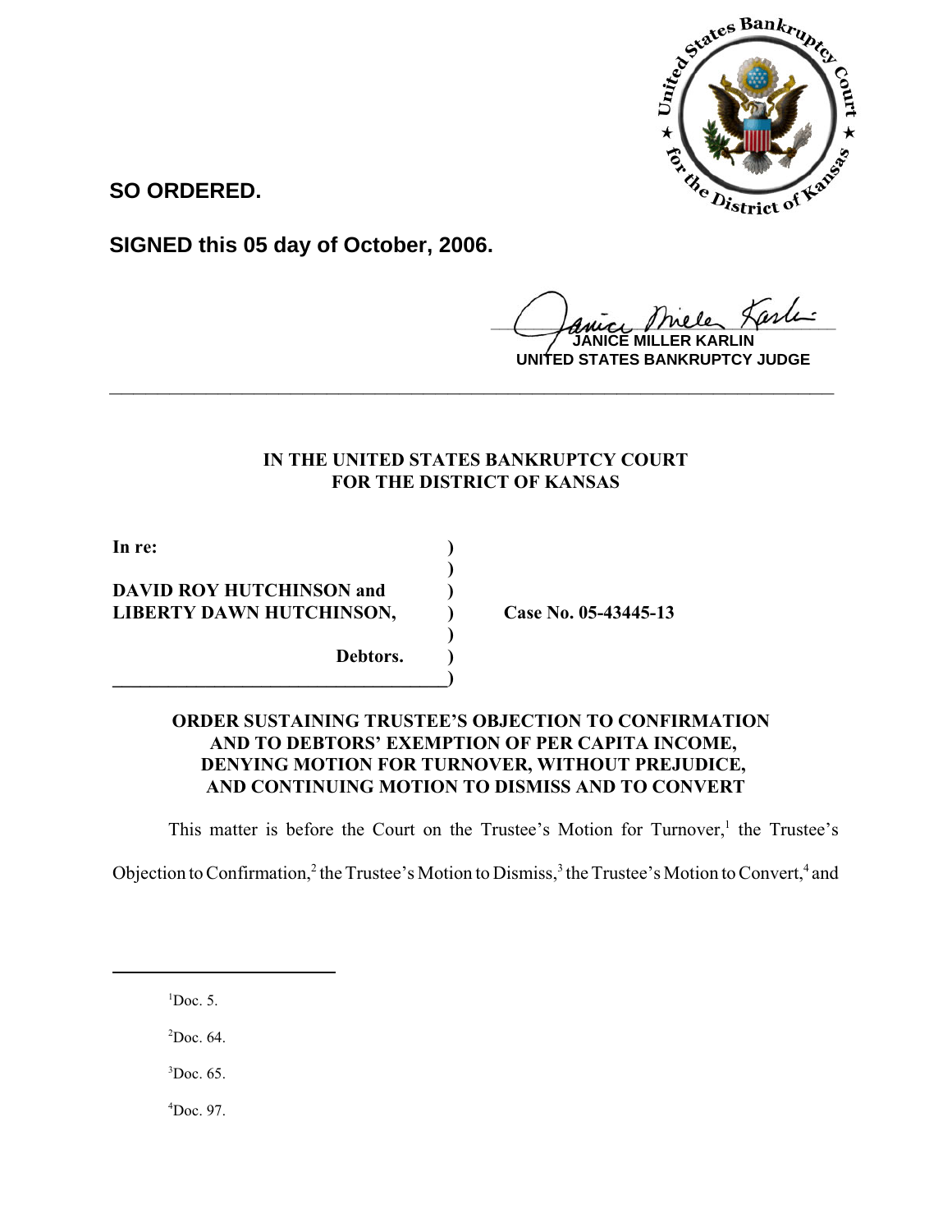**SO ORDERED.**

**SIGNED this 05 day of October, 2006.**

**JANICE MILLER KARLIN**
**UNITED STATES BANKRUPTCY JUDGE**

---

**IN THE UNITED STATES BANKRUPTCY COURT**
**FOR THE DISTRICT OF KANSAS**

| | | |
|---|---|---|
| **In re:** | **)** | |
| | **)** | |
| **DAVID ROY HUTCHINSON and** | **)** | |
| **LIBERTY DAWN HUTCHINSON,** | **)** | **Case No. 05-43445-13** |
| | **)** | |
| **Debtors.** | **)** | |
| | **)** | |

**ORDER SUSTAINING TRUSTEE'S OBJECTION TO CONFIRMATION AND TO DEBTORS' EXEMPTION OF PER CAPITA INCOME, DENYING MOTION FOR TURNOVER, WITHOUT PREJUDICE, AND CONTINUING MOTION TO DISMISS AND TO CONVERT**

This matter is before the Court on the Trustee's Motion for Turnover,[1] the Trustee's Objection to Confirmation,[2] the Trustee's Motion to Dismiss,[3] the Trustee's Motion to Convert,[4] and

---

[1]Doc. 5.

[2]Doc. 64.

[3]Doc. 65.

[4]Doc. 97.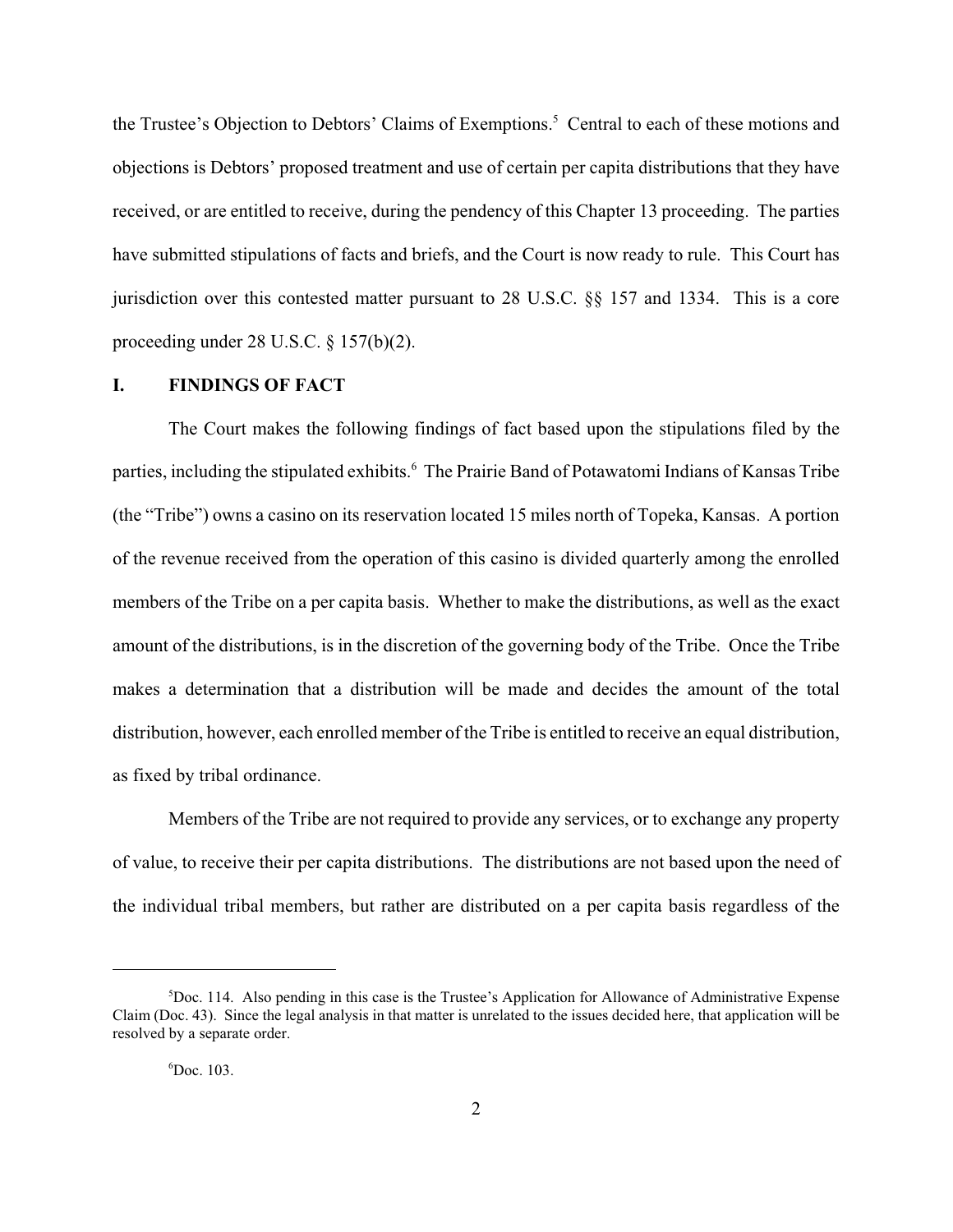the Trustee's Objection to Debtors' Claims of Exemptions.[5] Central to each of these motions and objections is Debtors' proposed treatment and use of certain per capita distributions that they have received, or are entitled to receive, during the pendency of this Chapter 13 proceeding. The parties have submitted stipulations of facts and briefs, and the Court is now ready to rule. This Court has jurisdiction over this contested matter pursuant to 28 U.S.C. §§ 157 and 1334. This is a core proceeding under 28 U.S.C. § 157(b)(2).

## I. FINDINGS OF FACT

The Court makes the following findings of fact based upon the stipulations filed by the parties, including the stipulated exhibits.[6] The Prairie Band of Potawatomi Indians of Kansas Tribe (the "Tribe") owns a casino on its reservation located 15 miles north of Topeka, Kansas. A portion of the revenue received from the operation of this casino is divided quarterly among the enrolled members of the Tribe on a per capita basis. Whether to make the distributions, as well as the exact amount of the distributions, is in the discretion of the governing body of the Tribe. Once the Tribe makes a determination that a distribution will be made and decides the amount of the total distribution, however, each enrolled member of the Tribe is entitled to receive an equal distribution, as fixed by tribal ordinance.

Members of the Tribe are not required to provide any services, or to exchange any property of value, to receive their per capita distributions. The distributions are not based upon the need of the individual tribal members, but rather are distributed on a per capita basis regardless of the

---

[5] Doc. 114. Also pending in this case is the Trustee's Application for Allowance of Administrative Expense Claim (Doc. 43). Since the legal analysis in that matter is unrelated to the issues decided here, that application will be resolved by a separate order.

[6] Doc. 103.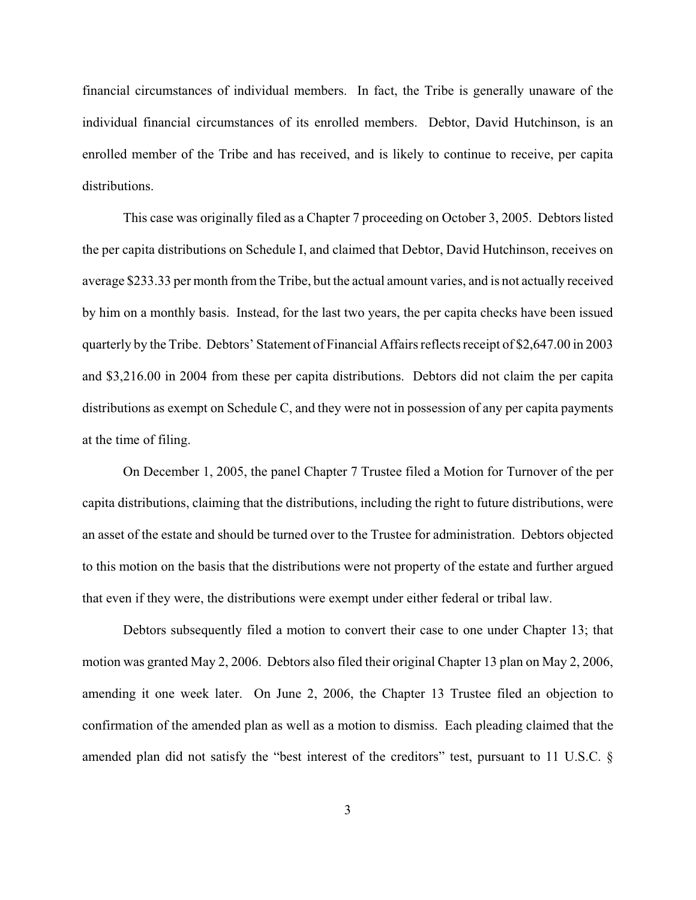financial circumstances of individual members. In fact, the Tribe is generally unaware of the individual financial circumstances of its enrolled members. Debtor, David Hutchinson, is an enrolled member of the Tribe and has received, and is likely to continue to receive, per capita distributions.

This case was originally filed as a Chapter 7 proceeding on October 3, 2005. Debtors listed the per capita distributions on Schedule I, and claimed that Debtor, David Hutchinson, receives on average $233.33 per month from the Tribe, but the actual amount varies, and is not actually received by him on a monthly basis. Instead, for the last two years, the per capita checks have been issued quarterly by the Tribe. Debtors' Statement of Financial Affairs reflects receipt of $2,647.00 in 2003 and $3,216.00 in 2004 from these per capita distributions. Debtors did not claim the per capita distributions as exempt on Schedule C, and they were not in possession of any per capita payments at the time of filing.

On December 1, 2005, the panel Chapter 7 Trustee filed a Motion for Turnover of the per capita distributions, claiming that the distributions, including the right to future distributions, were an asset of the estate and should be turned over to the Trustee for administration. Debtors objected to this motion on the basis that the distributions were not property of the estate and further argued that even if they were, the distributions were exempt under either federal or tribal law.

Debtors subsequently filed a motion to convert their case to one under Chapter 13; that motion was granted May 2, 2006. Debtors also filed their original Chapter 13 plan on May 2, 2006, amending it one week later. On June 2, 2006, the Chapter 13 Trustee filed an objection to confirmation of the amended plan as well as a motion to dismiss. Each pleading claimed that the amended plan did not satisfy the "best interest of the creditors" test, pursuant to 11 U.S.C. §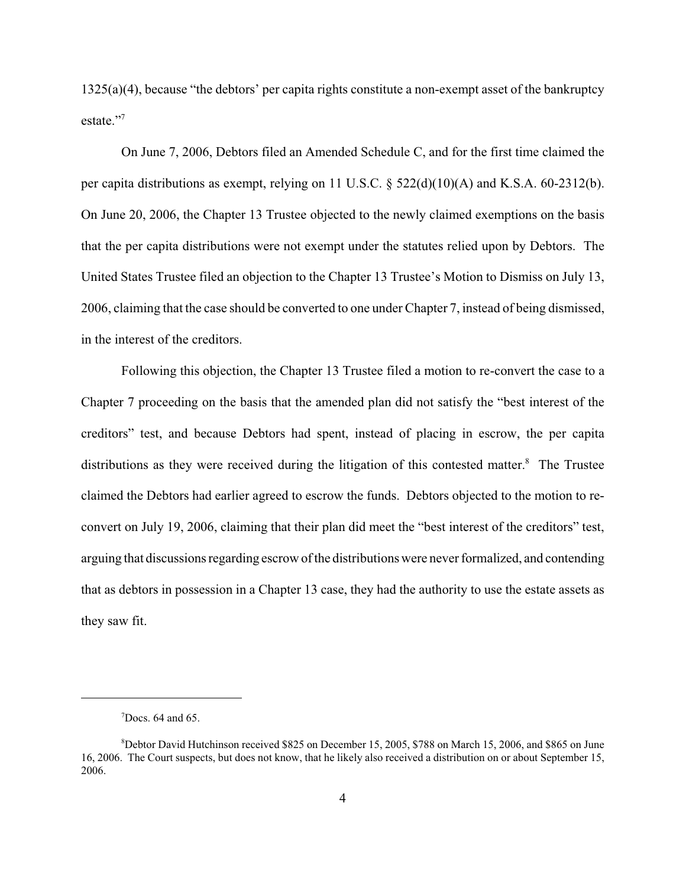1325(a)(4), because "the debtors' per capita rights constitute a non-exempt asset of the bankruptcy estate."[7]

On June 7, 2006, Debtors filed an Amended Schedule C, and for the first time claimed the per capita distributions as exempt, relying on 11 U.S.C. § 522(d)(10)(A) and K.S.A. 60-2312(b). On June 20, 2006, the Chapter 13 Trustee objected to the newly claimed exemptions on the basis that the per capita distributions were not exempt under the statutes relied upon by Debtors. The United States Trustee filed an objection to the Chapter 13 Trustee's Motion to Dismiss on July 13, 2006, claiming that the case should be converted to one under Chapter 7, instead of being dismissed, in the interest of the creditors.

Following this objection, the Chapter 13 Trustee filed a motion to re-convert the case to a Chapter 7 proceeding on the basis that the amended plan did not satisfy the "best interest of the creditors" test, and because Debtors had spent, instead of placing in escrow, the per capita distributions as they were received during the litigation of this contested matter.[8] The Trustee claimed the Debtors had earlier agreed to escrow the funds. Debtors objected to the motion to re-convert on July 19, 2006, claiming that their plan did meet the "best interest of the creditors" test, arguing that discussions regarding escrow of the distributions were never formalized, and contending that as debtors in possession in a Chapter 13 case, they had the authority to use the estate assets as they saw fit.

---

[7] Docs. 64 and 65.

[8] Debtor David Hutchinson received $825 on December 15, 2005, $788 on March 15, 2006, and $865 on June 16, 2006. The Court suspects, but does not know, that he likely also received a distribution on or about September 15, 2006.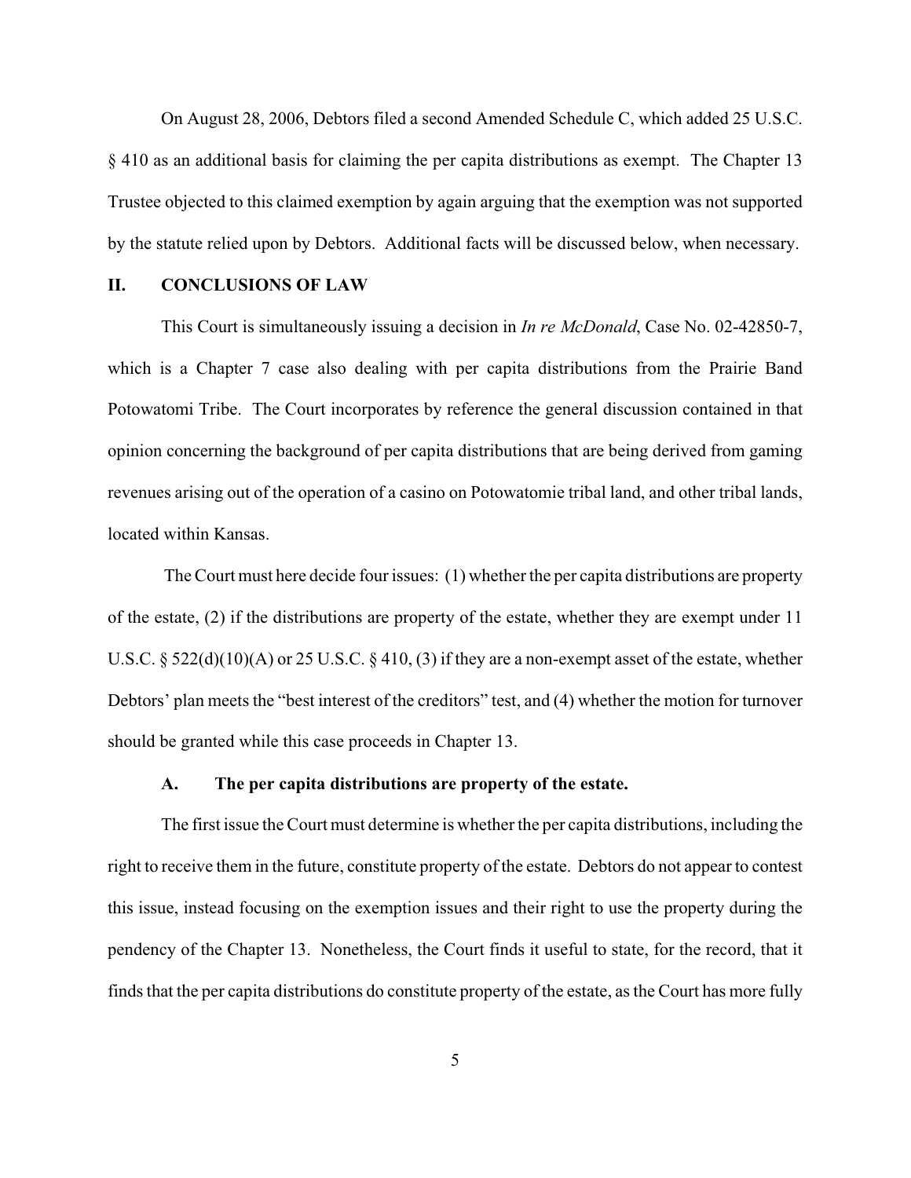On August 28, 2006, Debtors filed a second Amended Schedule C, which added 25 U.S.C. § 410 as an additional basis for claiming the per capita distributions as exempt. The Chapter 13 Trustee objected to this claimed exemption by again arguing that the exemption was not supported by the statute relied upon by Debtors. Additional facts will be discussed below, when necessary.

## II. CONCLUSIONS OF LAW

This Court is simultaneously issuing a decision in *In re McDonald*, Case No. 02-42850-7, which is a Chapter 7 case also dealing with per capita distributions from the Prairie Band Potowatomi Tribe. The Court incorporates by reference the general discussion contained in that opinion concerning the background of per capita distributions that are being derived from gaming revenues arising out of the operation of a casino on Potowatomie tribal land, and other tribal lands, located within Kansas.

The Court must here decide four issues: (1) whether the per capita distributions are property of the estate, (2) if the distributions are property of the estate, whether they are exempt under 11 U.S.C. § 522(d)(10)(A) or 25 U.S.C. § 410, (3) if they are a non-exempt asset of the estate, whether Debtors' plan meets the "best interest of the creditors" test, and (4) whether the motion for turnover should be granted while this case proceeds in Chapter 13.

### A. The per capita distributions are property of the estate.

The first issue the Court must determine is whether the per capita distributions, including the right to receive them in the future, constitute property of the estate. Debtors do not appear to contest this issue, instead focusing on the exemption issues and their right to use the property during the pendency of the Chapter 13. Nonetheless, the Court finds it useful to state, for the record, that it finds that the per capita distributions do constitute property of the estate, as the Court has more fully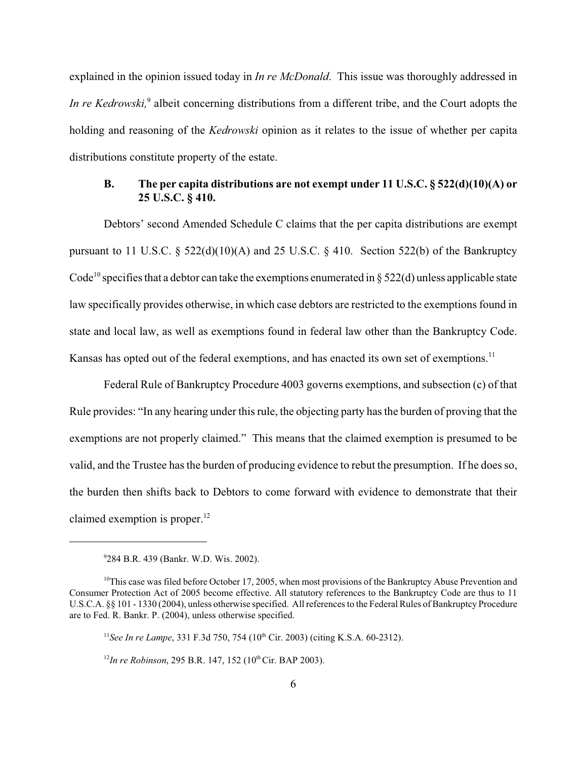explained in the opinion issued today in *In re McDonald*. This issue was thoroughly addressed in *In re Kedrowski,*[9] albeit concerning distributions from a different tribe, and the Court adopts the holding and reasoning of the *Kedrowski* opinion as it relates to the issue of whether per capita distributions constitute property of the estate.

### B. The per capita distributions are not exempt under 11 U.S.C. § 522(d)(10)(A) or 25 U.S.C. § 410.

Debtors' second Amended Schedule C claims that the per capita distributions are exempt pursuant to 11 U.S.C. § 522(d)(10)(A) and 25 U.S.C. § 410. Section 522(b) of the Bankruptcy Code[10] specifies that a debtor can take the exemptions enumerated in § 522(d) unless applicable state law specifically provides otherwise, in which case debtors are restricted to the exemptions found in state and local law, as well as exemptions found in federal law other than the Bankruptcy Code. Kansas has opted out of the federal exemptions, and has enacted its own set of exemptions.[11]

Federal Rule of Bankruptcy Procedure 4003 governs exemptions, and subsection (c) of that Rule provides: "In any hearing under this rule, the objecting party has the burden of proving that the exemptions are not properly claimed." This means that the claimed exemption is presumed to be valid, and the Trustee has the burden of producing evidence to rebut the presumption. If he does so, the burden then shifts back to Debtors to come forward with evidence to demonstrate that their claimed exemption is proper.[12]

---

[9] 284 B.R. 439 (Bankr. W.D. Wis. 2002).

[10] This case was filed before October 17, 2005, when most provisions of the Bankruptcy Abuse Prevention and Consumer Protection Act of 2005 become effective. All statutory references to the Bankruptcy Code are thus to 11 U.S.C.A. §§ 101 - 1330 (2004), unless otherwise specified. All references to the Federal Rules of Bankruptcy Procedure are to Fed. R. Bankr. P. (2004), unless otherwise specified.

[11] *See In re Lampe*, 331 F.3d 750, 754 (10th Cir. 2003) (citing K.S.A. 60-2312).

[12] *In re Robinson*, 295 B.R. 147, 152 (10th Cir. BAP 2003).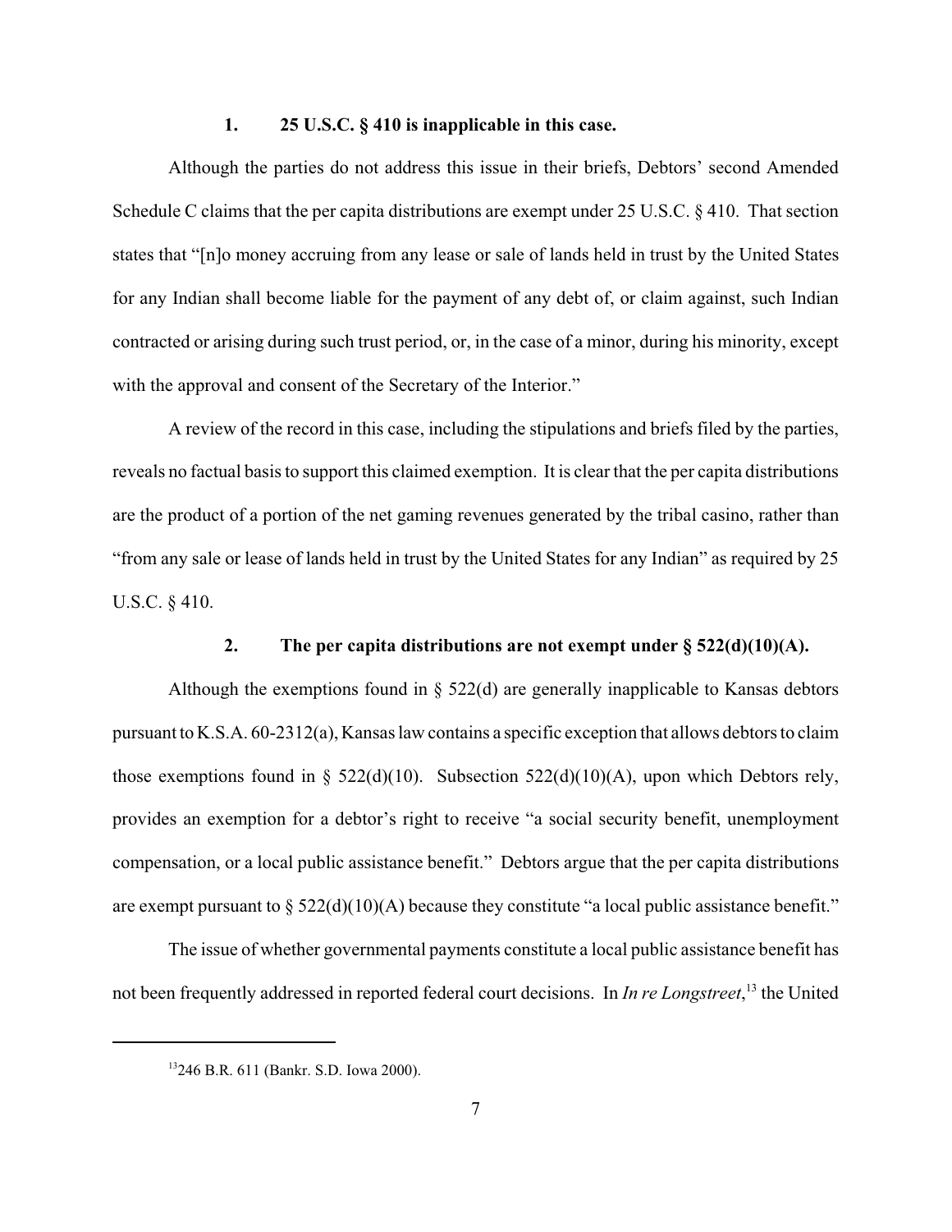### 1. 25 U.S.C. § 410 is inapplicable in this case.

Although the parties do not address this issue in their briefs, Debtors' second Amended Schedule C claims that the per capita distributions are exempt under 25 U.S.C. § 410. That section states that "[n]o money accruing from any lease or sale of lands held in trust by the United States for any Indian shall become liable for the payment of any debt of, or claim against, such Indian contracted or arising during such trust period, or, in the case of a minor, during his minority, except with the approval and consent of the Secretary of the Interior."

A review of the record in this case, including the stipulations and briefs filed by the parties, reveals no factual basis to support this claimed exemption. It is clear that the per capita distributions are the product of a portion of the net gaming revenues generated by the tribal casino, rather than "from any sale or lease of lands held in trust by the United States for any Indian" as required by 25 U.S.C. § 410.

### 2. The per capita distributions are not exempt under § 522(d)(10)(A).

Although the exemptions found in § 522(d) are generally inapplicable to Kansas debtors pursuant to K.S.A. 60-2312(a), Kansas law contains a specific exception that allows debtors to claim those exemptions found in § 522(d)(10). Subsection 522(d)(10)(A), upon which Debtors rely, provides an exemption for a debtor's right to receive "a social security benefit, unemployment compensation, or a local public assistance benefit." Debtors argue that the per capita distributions are exempt pursuant to § 522(d)(10)(A) because they constitute "a local public assistance benefit."

The issue of whether governmental payments constitute a local public assistance benefit has not been frequently addressed in reported federal court decisions. In *In re Longstreet*,[13] the United

---

[13] 246 B.R. 611 (Bankr. S.D. Iowa 2000).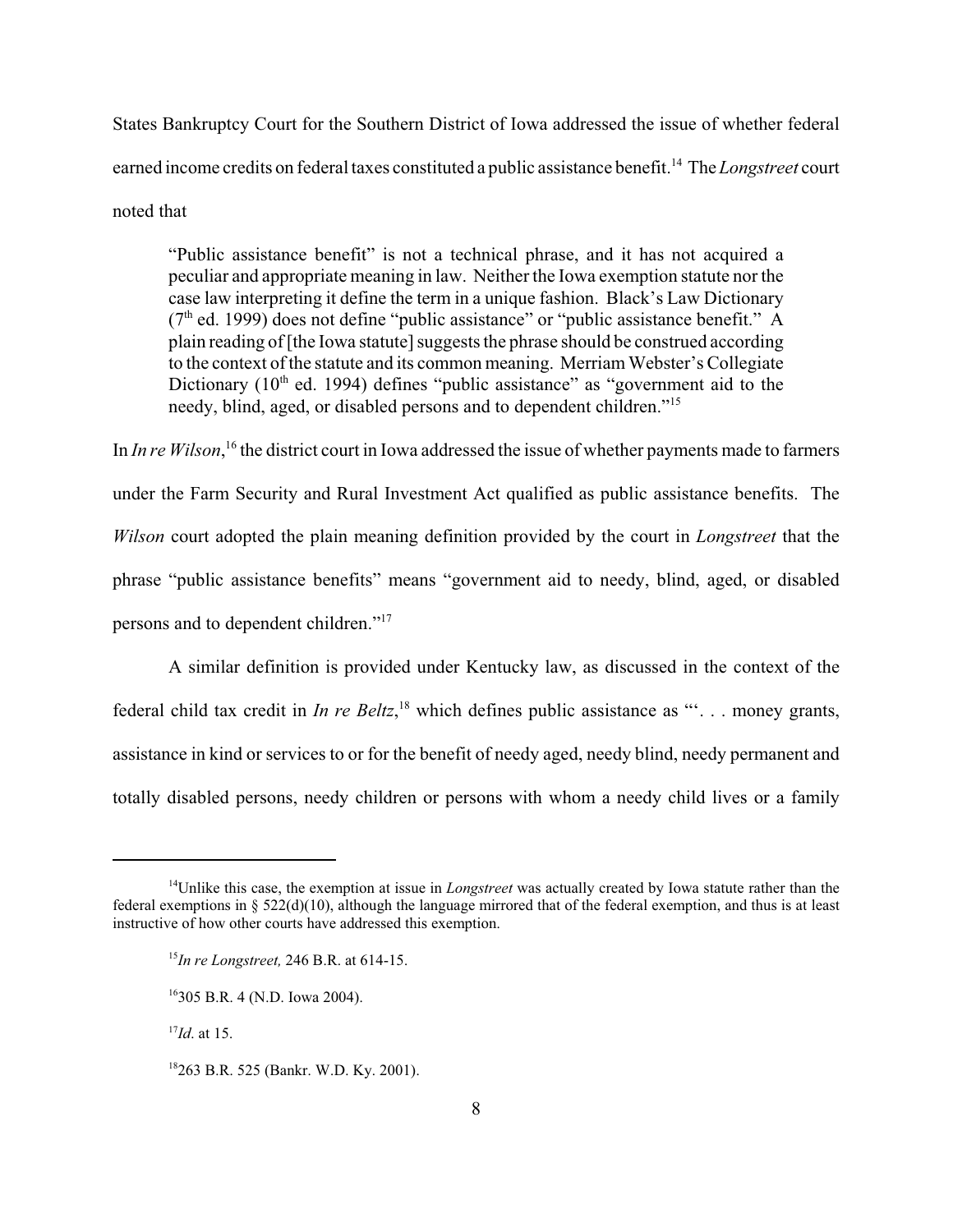States Bankruptcy Court for the Southern District of Iowa addressed the issue of whether federal earned income credits on federal taxes constituted a public assistance benefit.[14] The *Longstreet* court noted that

> "Public assistance benefit" is not a technical phrase, and it has not acquired a peculiar and appropriate meaning in law. Neither the Iowa exemption statute nor the case law interpreting it define the term in a unique fashion. Black's Law Dictionary (7th ed. 1999) does not define "public assistance" or "public assistance benefit." A plain reading of [the Iowa statute] suggests the phrase should be construed according to the context of the statute and its common meaning. Merriam Webster's Collegiate Dictionary (10th ed. 1994) defines "public assistance" as "government aid to the needy, blind, aged, or disabled persons and to dependent children."[15]

In *In re Wilson*,[16] the district court in Iowa addressed the issue of whether payments made to farmers under the Farm Security and Rural Investment Act qualified as public assistance benefits. The *Wilson* court adopted the plain meaning definition provided by the court in *Longstreet* that the phrase "public assistance benefits" means "government aid to needy, blind, aged, or disabled persons and to dependent children."[17]

A similar definition is provided under Kentucky law, as discussed in the context of the federal child tax credit in *In re Beltz*,[18] which defines public assistance as "'. . . money grants, assistance in kind or services to or for the benefit of needy aged, needy blind, needy permanent and totally disabled persons, needy children or persons with whom a needy child lives or a family

---

[14] Unlike this case, the exemption at issue in *Longstreet* was actually created by Iowa statute rather than the federal exemptions in § 522(d)(10), although the language mirrored that of the federal exemption, and thus is at least instructive of how other courts have addressed this exemption.

[15] *In re Longstreet,* 246 B.R. at 614-15.

[16] 305 B.R. 4 (N.D. Iowa 2004).

[17] *Id.* at 15.

[18] 263 B.R. 525 (Bankr. W.D. Ky. 2001).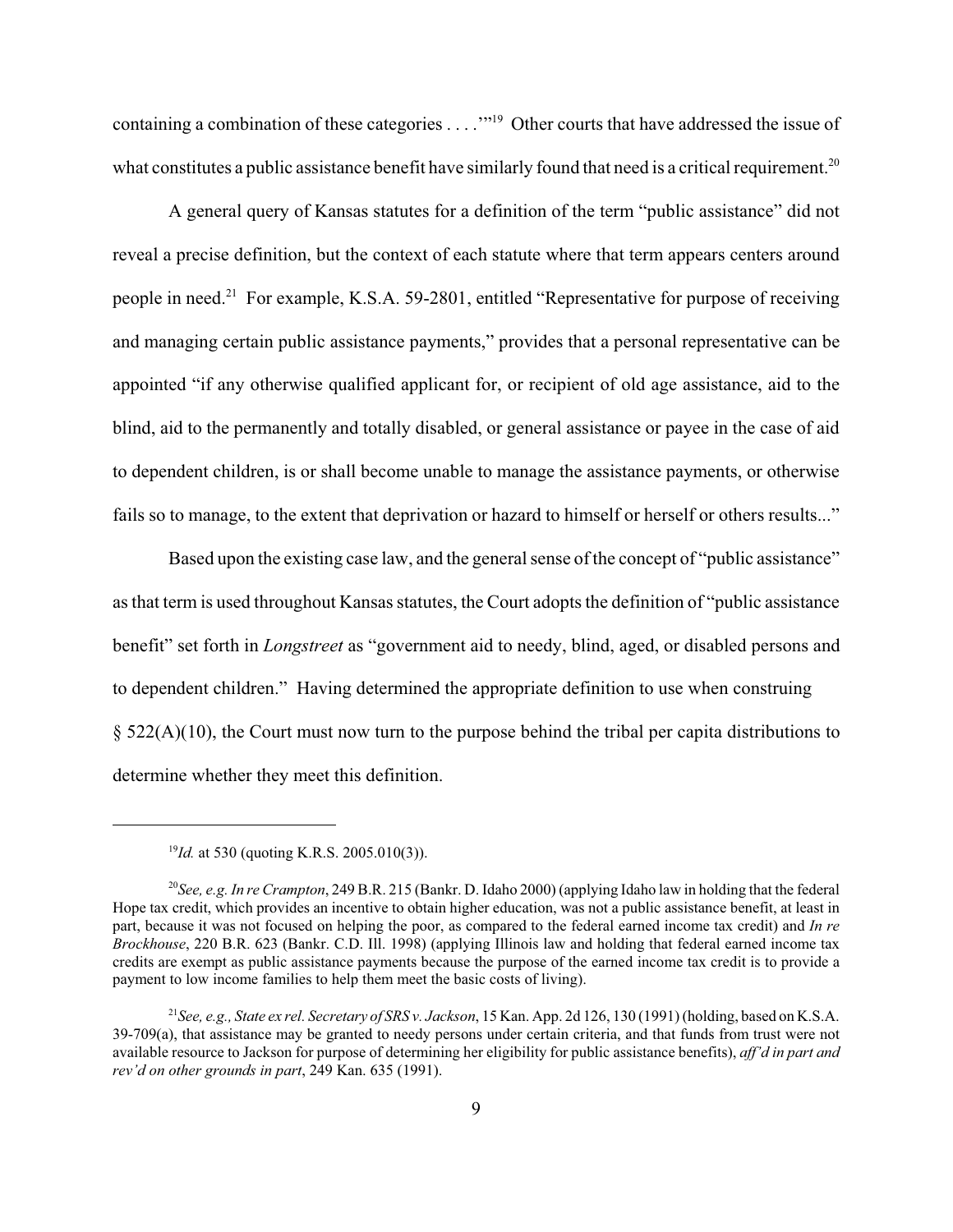containing a combination of these categories . . . .'"[19] Other courts that have addressed the issue of what constitutes a public assistance benefit have similarly found that need is a critical requirement.[20]

A general query of Kansas statutes for a definition of the term "public assistance" did not reveal a precise definition, but the context of each statute where that term appears centers around people in need.[21] For example, K.S.A. 59-2801, entitled "Representative for purpose of receiving and managing certain public assistance payments," provides that a personal representative can be appointed "if any otherwise qualified applicant for, or recipient of old age assistance, aid to the blind, aid to the permanently and totally disabled, or general assistance or payee in the case of aid to dependent children, is or shall become unable to manage the assistance payments, or otherwise fails so to manage, to the extent that deprivation or hazard to himself or herself or others results..."

Based upon the existing case law, and the general sense of the concept of "public assistance" as that term is used throughout Kansas statutes, the Court adopts the definition of "public assistance benefit" set forth in *Longstreet* as "government aid to needy, blind, aged, or disabled persons and to dependent children." Having determined the appropriate definition to use when construing § 522(A)(10), the Court must now turn to the purpose behind the tribal per capita distributions to determine whether they meet this definition.

---

[19] *Id.* at 530 (quoting K.R.S. 2005.010(3)).

[20] *See, e.g. In re Crampton*, 249 B.R. 215 (Bankr. D. Idaho 2000) (applying Idaho law in holding that the federal Hope tax credit, which provides an incentive to obtain higher education, was not a public assistance benefit, at least in part, because it was not focused on helping the poor, as compared to the federal earned income tax credit) and *In re Brockhouse*, 220 B.R. 623 (Bankr. C.D. Ill. 1998) (applying Illinois law and holding that federal earned income tax credits are exempt as public assistance payments because the purpose of the earned income tax credit is to provide a payment to low income families to help them meet the basic costs of living).

[21] *See, e.g., State ex rel. Secretary of SRS v. Jackson*, 15 Kan. App. 2d 126, 130 (1991) (holding, based on K.S.A. 39-709(a), that assistance may be granted to needy persons under certain criteria, and that funds from trust were not available resource to Jackson for purpose of determining her eligibility for public assistance benefits), *aff'd in part and rev'd on other grounds in part*, 249 Kan. 635 (1991).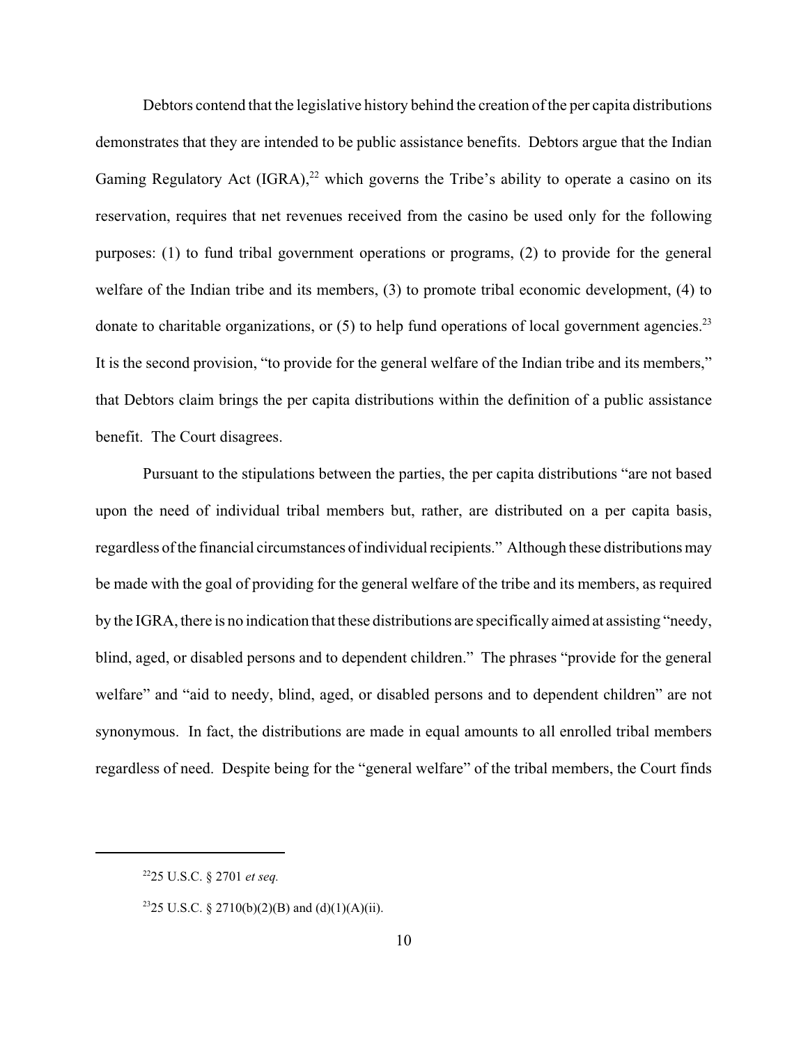Debtors contend that the legislative history behind the creation of the per capita distributions demonstrates that they are intended to be public assistance benefits. Debtors argue that the Indian Gaming Regulatory Act (IGRA),[22] which governs the Tribe's ability to operate a casino on its reservation, requires that net revenues received from the casino be used only for the following purposes: (1) to fund tribal government operations or programs, (2) to provide for the general welfare of the Indian tribe and its members, (3) to promote tribal economic development, (4) to donate to charitable organizations, or (5) to help fund operations of local government agencies.[23] It is the second provision, "to provide for the general welfare of the Indian tribe and its members," that Debtors claim brings the per capita distributions within the definition of a public assistance benefit. The Court disagrees.

Pursuant to the stipulations between the parties, the per capita distributions "are not based upon the need of individual tribal members but, rather, are distributed on a per capita basis, regardless of the financial circumstances of individual recipients." Although these distributions may be made with the goal of providing for the general welfare of the tribe and its members, as required by the IGRA, there is no indication that these distributions are specifically aimed at assisting "needy, blind, aged, or disabled persons and to dependent children." The phrases "provide for the general welfare" and "aid to needy, blind, aged, or disabled persons and to dependent children" are not synonymous. In fact, the distributions are made in equal amounts to all enrolled tribal members regardless of need. Despite being for the "general welfare" of the tribal members, the Court finds

---

[22] 25 U.S.C. § 2701 *et seq.*

[23] 25 U.S.C. § 2710(b)(2)(B) and (d)(1)(A)(ii).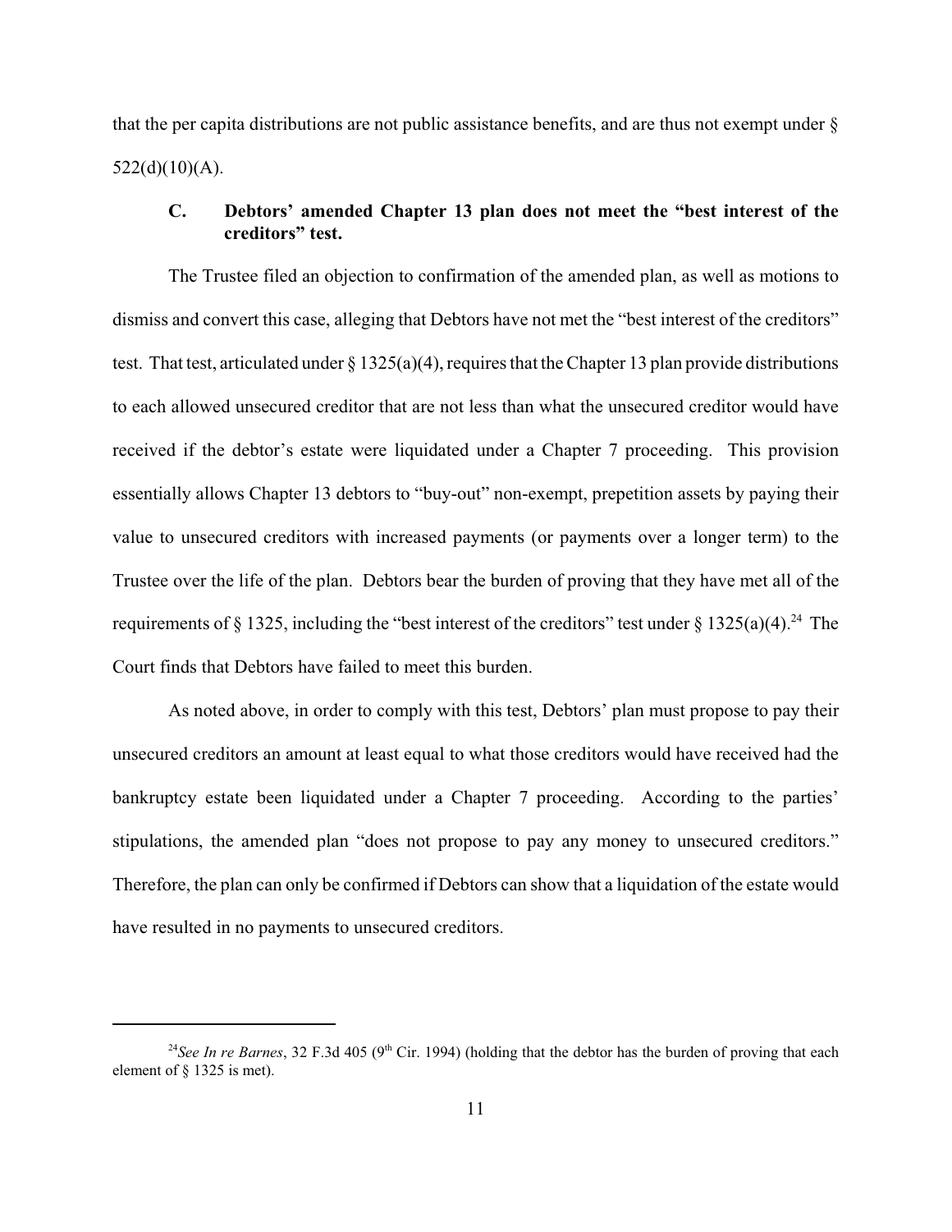that the per capita distributions are not public assistance benefits, and are thus not exempt under § 522(d)(10)(A).

### C. Debtors' amended Chapter 13 plan does not meet the "best interest of the creditors" test.

The Trustee filed an objection to confirmation of the amended plan, as well as motions to dismiss and convert this case, alleging that Debtors have not met the "best interest of the creditors" test. That test, articulated under § 1325(a)(4), requires that the Chapter 13 plan provide distributions to each allowed unsecured creditor that are not less than what the unsecured creditor would have received if the debtor's estate were liquidated under a Chapter 7 proceeding. This provision essentially allows Chapter 13 debtors to "buy-out" non-exempt, prepetition assets by paying their value to unsecured creditors with increased payments (or payments over a longer term) to the Trustee over the life of the plan. Debtors bear the burden of proving that they have met all of the requirements of § 1325, including the "best interest of the creditors" test under § 1325(a)(4).[24] The Court finds that Debtors have failed to meet this burden.

As noted above, in order to comply with this test, Debtors' plan must propose to pay their unsecured creditors an amount at least equal to what those creditors would have received had the bankruptcy estate been liquidated under a Chapter 7 proceeding. According to the parties' stipulations, the amended plan "does not propose to pay any money to unsecured creditors." Therefore, the plan can only be confirmed if Debtors can show that a liquidation of the estate would have resulted in no payments to unsecured creditors.

---

[24] *See In re Barnes*, 32 F.3d 405 (9th Cir. 1994) (holding that the debtor has the burden of proving that each element of § 1325 is met).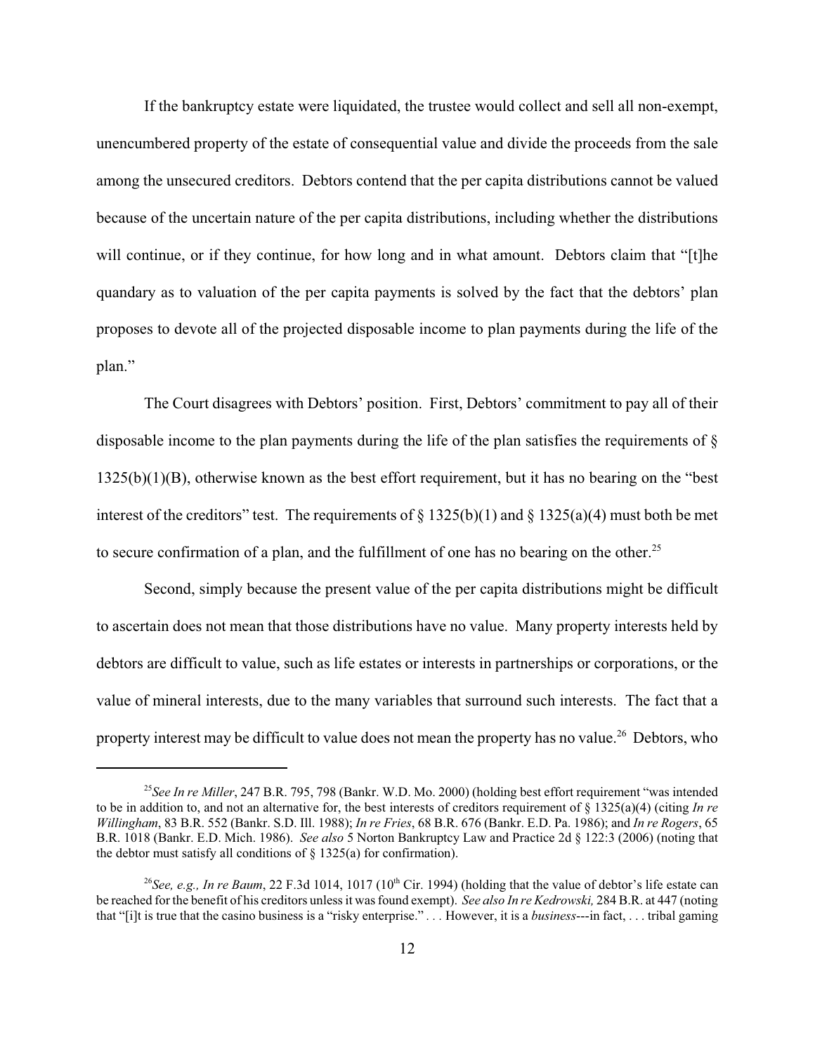If the bankruptcy estate were liquidated, the trustee would collect and sell all non-exempt, unencumbered property of the estate of consequential value and divide the proceeds from the sale among the unsecured creditors. Debtors contend that the per capita distributions cannot be valued because of the uncertain nature of the per capita distributions, including whether the distributions will continue, or if they continue, for how long and in what amount. Debtors claim that "[t]he quandary as to valuation of the per capita payments is solved by the fact that the debtors' plan proposes to devote all of the projected disposable income to plan payments during the life of the plan."

The Court disagrees with Debtors' position. First, Debtors' commitment to pay all of their disposable income to the plan payments during the life of the plan satisfies the requirements of § 1325(b)(1)(B), otherwise known as the best effort requirement, but it has no bearing on the "best interest of the creditors" test. The requirements of § 1325(b)(1) and § 1325(a)(4) must both be met to secure confirmation of a plan, and the fulfillment of one has no bearing on the other.[25]

Second, simply because the present value of the per capita distributions might be difficult to ascertain does not mean that those distributions have no value. Many property interests held by debtors are difficult to value, such as life estates or interests in partnerships or corporations, or the value of mineral interests, due to the many variables that surround such interests. The fact that a property interest may be difficult to value does not mean the property has no value.[26] Debtors, who

---

[25] *See In re Miller*, 247 B.R. 795, 798 (Bankr. W.D. Mo. 2000) (holding best effort requirement "was intended to be in addition to, and not an alternative for, the best interests of creditors requirement of § 1325(a)(4) (citing *In re Willingham*, 83 B.R. 552 (Bankr. S.D. Ill. 1988); *In re Fries*, 68 B.R. 676 (Bankr. E.D. Pa. 1986); and *In re Rogers*, 65 B.R. 1018 (Bankr. E.D. Mich. 1986). *See also* 5 Norton Bankruptcy Law and Practice 2d § 122:3 (2006) (noting that the debtor must satisfy all conditions of § 1325(a) for confirmation).

[26] *See, e.g., In re Baum*, 22 F.3d 1014, 1017 (10th Cir. 1994) (holding that the value of debtor's life estate can be reached for the benefit of his creditors unless it was found exempt). *See also In re Kedrowski,* 284 B.R. at 447 (noting that "[i]t is true that the casino business is a "risky enterprise." . . . However, it is a *business*---in fact, . . . tribal gaming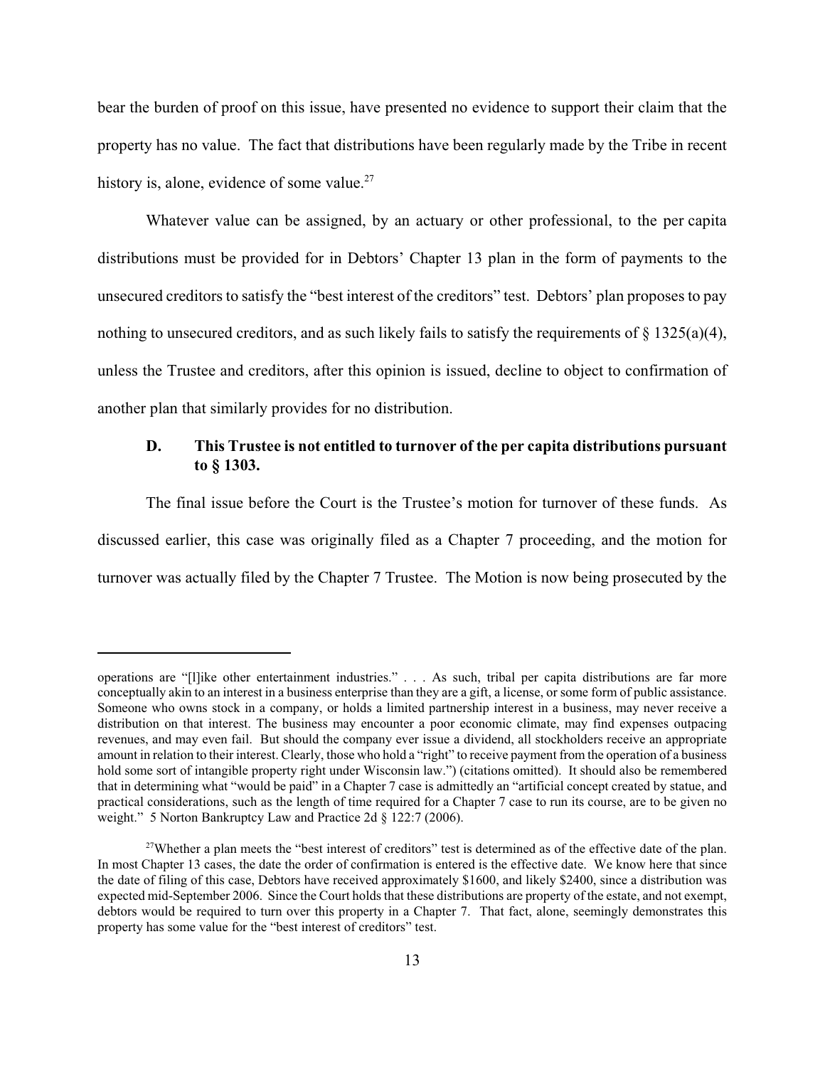bear the burden of proof on this issue, have presented no evidence to support their claim that the property has no value. The fact that distributions have been regularly made by the Tribe in recent history is, alone, evidence of some value.[27]

Whatever value can be assigned, by an actuary or other professional, to the per capita distributions must be provided for in Debtors' Chapter 13 plan in the form of payments to the unsecured creditors to satisfy the "best interest of the creditors" test. Debtors' plan proposes to pay nothing to unsecured creditors, and as such likely fails to satisfy the requirements of § 1325(a)(4), unless the Trustee and creditors, after this opinion is issued, decline to object to confirmation of another plan that similarly provides for no distribution.

### D. This Trustee is not entitled to turnover of the per capita distributions pursuant to § 1303.

The final issue before the Court is the Trustee's motion for turnover of these funds. As discussed earlier, this case was originally filed as a Chapter 7 proceeding, and the motion for turnover was actually filed by the Chapter 7 Trustee. The Motion is now being prosecuted by the

---

operations are "[l]ike other entertainment industries." . . . As such, tribal per capita distributions are far more conceptually akin to an interest in a business enterprise than they are a gift, a license, or some form of public assistance. Someone who owns stock in a company, or holds a limited partnership interest in a business, may never receive a distribution on that interest. The business may encounter a poor economic climate, may find expenses outpacing revenues, and may even fail. But should the company ever issue a dividend, all stockholders receive an appropriate amount in relation to their interest. Clearly, those who hold a "right" to receive payment from the operation of a business hold some sort of intangible property right under Wisconsin law.") (citations omitted). It should also be remembered that in determining what "would be paid" in a Chapter 7 case is admittedly an "artificial concept created by statue, and practical considerations, such as the length of time required for a Chapter 7 case to run its course, are to be given no weight." 5 Norton Bankruptcy Law and Practice 2d § 122:7 (2006).

[27] Whether a plan meets the "best interest of creditors" test is determined as of the effective date of the plan. In most Chapter 13 cases, the date the order of confirmation is entered is the effective date. We know here that since the date of filing of this case, Debtors have received approximately $1600, and likely $2400, since a distribution was expected mid-September 2006. Since the Court holds that these distributions are property of the estate, and not exempt, debtors would be required to turn over this property in a Chapter 7. That fact, alone, seemingly demonstrates this property has some value for the "best interest of creditors" test.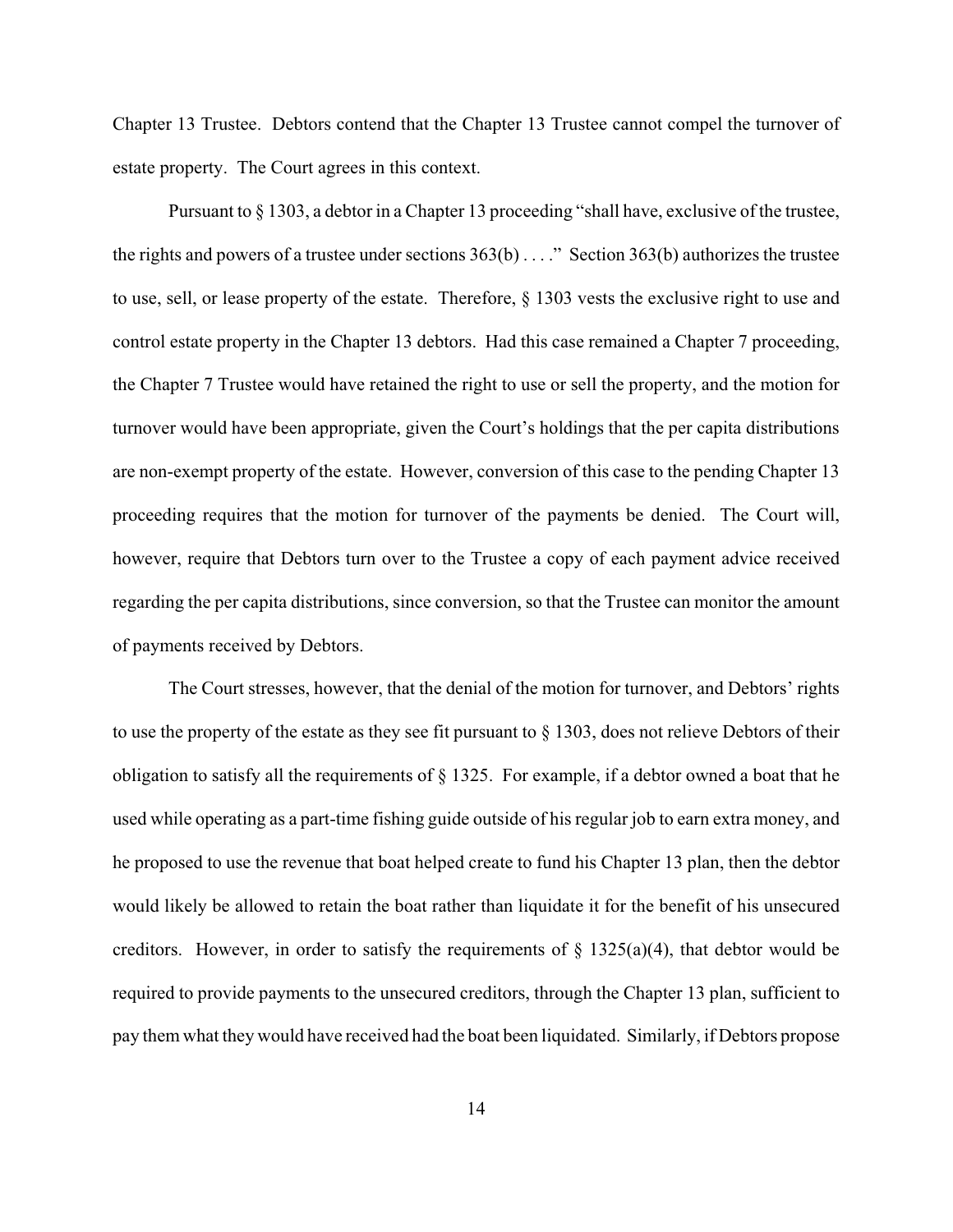Chapter 13 Trustee. Debtors contend that the Chapter 13 Trustee cannot compel the turnover of estate property. The Court agrees in this context.

Pursuant to § 1303, a debtor in a Chapter 13 proceeding "shall have, exclusive of the trustee, the rights and powers of a trustee under sections 363(b) . . . ." Section 363(b) authorizes the trustee to use, sell, or lease property of the estate. Therefore, § 1303 vests the exclusive right to use and control estate property in the Chapter 13 debtors. Had this case remained a Chapter 7 proceeding, the Chapter 7 Trustee would have retained the right to use or sell the property, and the motion for turnover would have been appropriate, given the Court's holdings that the per capita distributions are non-exempt property of the estate. However, conversion of this case to the pending Chapter 13 proceeding requires that the motion for turnover of the payments be denied. The Court will, however, require that Debtors turn over to the Trustee a copy of each payment advice received regarding the per capita distributions, since conversion, so that the Trustee can monitor the amount of payments received by Debtors.

The Court stresses, however, that the denial of the motion for turnover, and Debtors' rights to use the property of the estate as they see fit pursuant to § 1303, does not relieve Debtors of their obligation to satisfy all the requirements of § 1325. For example, if a debtor owned a boat that he used while operating as a part-time fishing guide outside of his regular job to earn extra money, and he proposed to use the revenue that boat helped create to fund his Chapter 13 plan, then the debtor would likely be allowed to retain the boat rather than liquidate it for the benefit of his unsecured creditors. However, in order to satisfy the requirements of § 1325(a)(4), that debtor would be required to provide payments to the unsecured creditors, through the Chapter 13 plan, sufficient to pay them what they would have received had the boat been liquidated. Similarly, if Debtors propose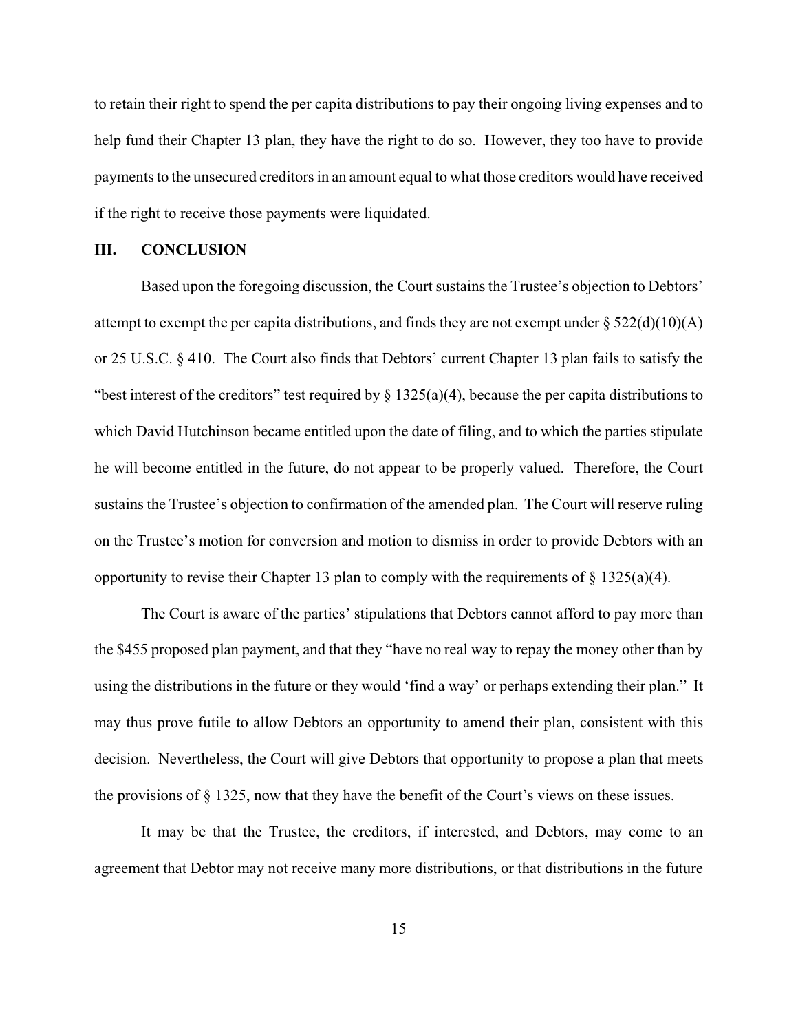to retain their right to spend the per capita distributions to pay their ongoing living expenses and to help fund their Chapter 13 plan, they have the right to do so. However, they too have to provide payments to the unsecured creditors in an amount equal to what those creditors would have received if the right to receive those payments were liquidated.

## III. CONCLUSION

Based upon the foregoing discussion, the Court sustains the Trustee's objection to Debtors' attempt to exempt the per capita distributions, and finds they are not exempt under § 522(d)(10)(A) or 25 U.S.C. § 410. The Court also finds that Debtors' current Chapter 13 plan fails to satisfy the "best interest of the creditors" test required by § 1325(a)(4), because the per capita distributions to which David Hutchinson became entitled upon the date of filing, and to which the parties stipulate he will become entitled in the future, do not appear to be properly valued. Therefore, the Court sustains the Trustee's objection to confirmation of the amended plan. The Court will reserve ruling on the Trustee's motion for conversion and motion to dismiss in order to provide Debtors with an opportunity to revise their Chapter 13 plan to comply with the requirements of § 1325(a)(4).

The Court is aware of the parties' stipulations that Debtors cannot afford to pay more than the $455 proposed plan payment, and that they "have no real way to repay the money other than by using the distributions in the future or they would 'find a way' or perhaps extending their plan." It may thus prove futile to allow Debtors an opportunity to amend their plan, consistent with this decision. Nevertheless, the Court will give Debtors that opportunity to propose a plan that meets the provisions of § 1325, now that they have the benefit of the Court's views on these issues.

It may be that the Trustee, the creditors, if interested, and Debtors, may come to an agreement that Debtor may not receive many more distributions, or that distributions in the future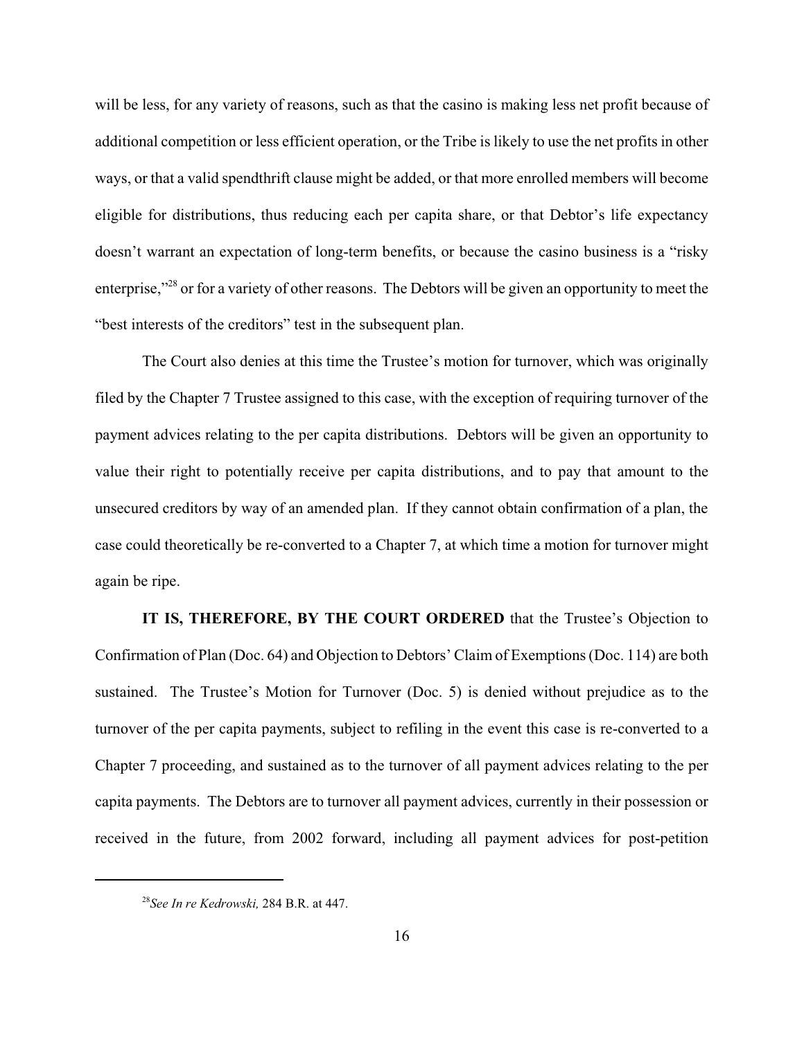will be less, for any variety of reasons, such as that the casino is making less net profit because of additional competition or less efficient operation, or the Tribe is likely to use the net profits in other ways, or that a valid spendthrift clause might be added, or that more enrolled members will become eligible for distributions, thus reducing each per capita share, or that Debtor's life expectancy doesn't warrant an expectation of long-term benefits, or because the casino business is a "risky enterprise,"[28] or for a variety of other reasons. The Debtors will be given an opportunity to meet the "best interests of the creditors" test in the subsequent plan.

The Court also denies at this time the Trustee's motion for turnover, which was originally filed by the Chapter 7 Trustee assigned to this case, with the exception of requiring turnover of the payment advices relating to the per capita distributions. Debtors will be given an opportunity to value their right to potentially receive per capita distributions, and to pay that amount to the unsecured creditors by way of an amended plan. If they cannot obtain confirmation of a plan, the case could theoretically be re-converted to a Chapter 7, at which time a motion for turnover might again be ripe.

**IT IS, THEREFORE, BY THE COURT ORDERED** that the Trustee's Objection to Confirmation of Plan (Doc. 64) and Objection to Debtors' Claim of Exemptions (Doc. 114) are both sustained. The Trustee's Motion for Turnover (Doc. 5) is denied without prejudice as to the turnover of the per capita payments, subject to refiling in the event this case is re-converted to a Chapter 7 proceeding, and sustained as to the turnover of all payment advices relating to the per capita payments. The Debtors are to turnover all payment advices, currently in their possession or received in the future, from 2002 forward, including all payment advices for post-petition

---

[28] *See In re Kedrowski,* 284 B.R. at 447.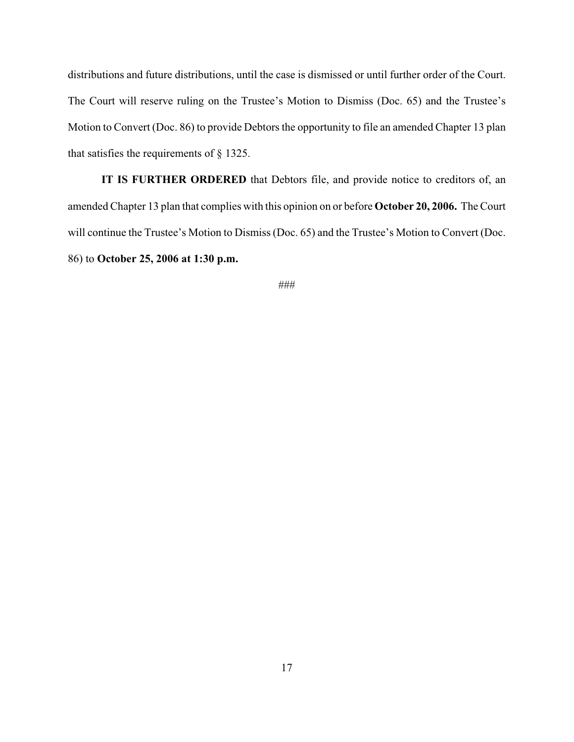distributions and future distributions, until the case is dismissed or until further order of the Court. The Court will reserve ruling on the Trustee's Motion to Dismiss (Doc. 65) and the Trustee's Motion to Convert (Doc. 86) to provide Debtors the opportunity to file an amended Chapter 13 plan that satisfies the requirements of § 1325.

**IT IS FURTHER ORDERED** that Debtors file, and provide notice to creditors of, an amended Chapter 13 plan that complies with this opinion on or before **October 20, 2006.** The Court will continue the Trustee's Motion to Dismiss (Doc. 65) and the Trustee's Motion to Convert (Doc. 86) to **October 25, 2006 at 1:30 p.m.**

###